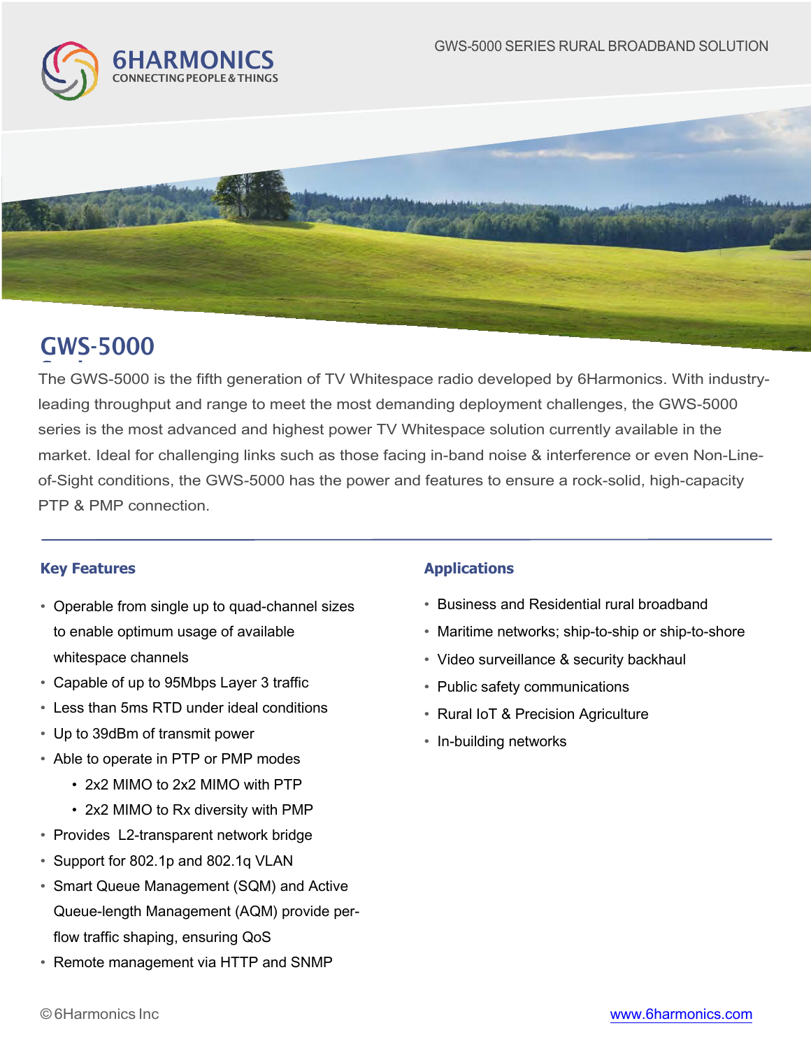6HARMONICS
CONNECTING PEOPLE & THINGS

GWS-5000 SERIES RURAL BROADBAND SOLUTION

# GWS-5000

The GWS-5000 is the fifth generation of TV Whitespace radio developed by 6Harmonics. With industry-leading throughput and range to meet the most demanding deployment challenges, the GWS-5000 series is the most advanced and highest power TV Whitespace solution currently available in the market. Ideal for challenging links such as those facing in-band noise & interference or even Non-Line-of-Sight conditions, the GWS-5000 has the power and features to ensure a rock-solid, high-capacity PTP & PMP connection.

## Key Features

- Operable from single up to quad-channel sizes to enable optimum usage of available whitespace channels
- Capable of up to 95Mbps Layer 3 traffic
- Less than 5ms RTD under ideal conditions
- Up to 39dBm of transmit power
- Able to operate in PTP or PMP modes
  - 2x2 MIMO to 2x2 MIMO with PTP
  - 2x2 MIMO to Rx diversity with PMP
- Provides L2-transparent network bridge
- Support for 802.1p and 802.1q VLAN
- Smart Queue Management (SQM) and Active Queue-length Management (AQM) provide per-flow traffic shaping, ensuring QoS
- Remote management via HTTP and SNMP

## Applications

- Business and Residential rural broadband
- Maritime networks; ship-to-ship or ship-to-shore
- Video surveillance & security backhaul
- Public safety communications
- Rural IoT & Precision Agriculture
- In-building networks

© 6Harmonics Inc

www.6harmonics.com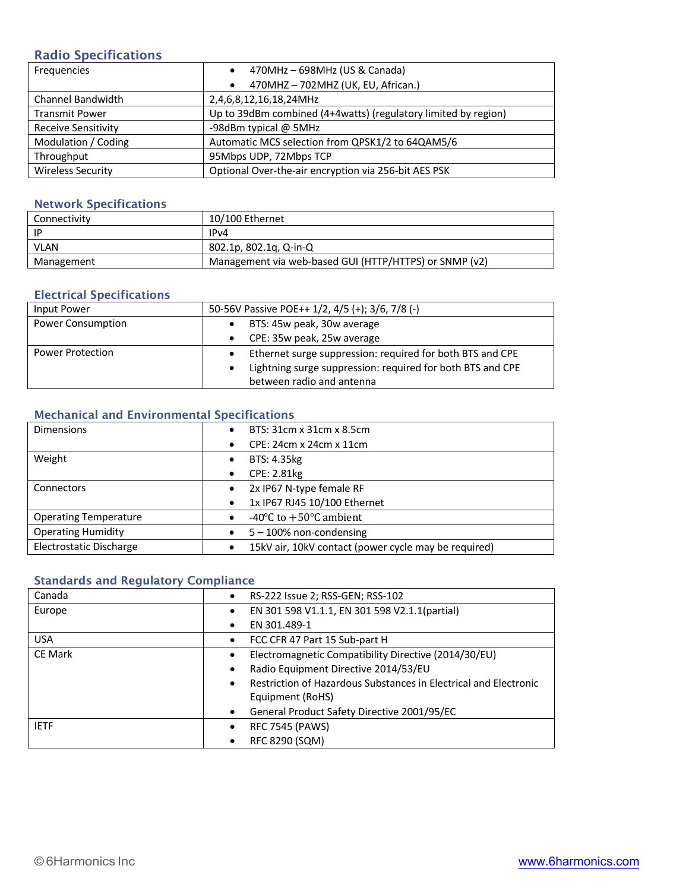## Radio Specifications

| | |
|---|---|
| Frequencies | • 470MHz – 698MHz (US & Canada)<br>• 470MHZ – 702MHZ (UK, EU, African.) |
| Channel Bandwidth | 2,4,6,8,12,16,18,24MHz |
| Transmit Power | Up to 39dBm combined (4+4watts) (regulatory limited by region) |
| Receive Sensitivity | -98dBm typical @ 5MHz |
| Modulation / Coding | Automatic MCS selection from QPSK1/2 to 64QAM5/6 |
| Throughput | 95Mbps UDP, 72Mbps TCP |
| Wireless Security | Optional Over-the-air encryption via 256-bit AES PSK |

## Network Specifications

| | |
|---|---|
| Connectivity | 10/100 Ethernet |
| IP | IPv4 |
| VLAN | 802.1p, 802.1q, Q-in-Q |
| Management | Management via web-based GUI (HTTP/HTTPS) or SNMP (v2) |

## Electrical Specifications

| | |
|---|---|
| Input Power | 50-56V Passive POE++ 1/2, 4/5 (+); 3/6, 7/8 (-) |
| Power Consumption | • BTS: 45w peak, 30w average<br>• CPE: 35w peak, 25w average |
| Power Protection | • Ethernet surge suppression: required for both BTS and CPE<br>• Lightning surge suppression: required for both BTS and CPE between radio and antenna |

## Mechanical and Environmental Specifications

| | |
|---|---|
| Dimensions | • BTS: 31cm x 31cm x 8.5cm<br>• CPE: 24cm x 24cm x 11cm |
| Weight | • BTS: 4.35kg<br>• CPE: 2.81kg |
| Connectors | • 2x IP67 N-type female RF<br>• 1x IP67 RJ45 10/100 Ethernet |
| Operating Temperature | • -40℃ to +50℃ ambient |
| Operating Humidity | • 5 – 100% non-condensing |
| Electrostatic Discharge | • 15kV air, 10kV contact (power cycle may be required) |

## Standards and Regulatory Compliance

| | |
|---|---|
| Canada | • RS-222 Issue 2; RSS-GEN; RSS-102 |
| Europe | • EN 301 598 V1.1.1, EN 301 598 V2.1.1(partial)<br>• EN 301.489-1 |
| USA | • FCC CFR 47 Part 15 Sub-part H |
| CE Mark | • Electromagnetic Compatibility Directive (2014/30/EU)<br>• Radio Equipment Directive 2014/53/EU<br>• Restriction of Hazardous Substances in Electrical and Electronic Equipment (RoHS)<br>• General Product Safety Directive 2001/95/EC |
| IETF | • RFC 7545 (PAWS)<br>• RFC 8290 (SQM) |

© 6Harmonics Inc www.6harmonics.com